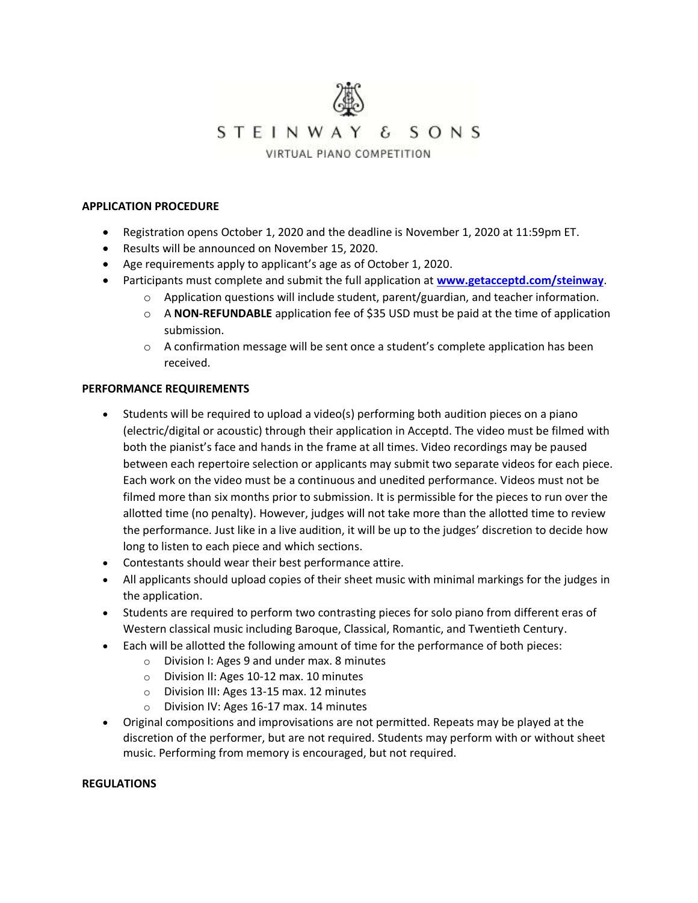# STEINWAY & SONS

VIRTUAL PIANO COMPETITION

**APPLICATION PROCEDURE**

- Registration opens October 1, 2020 and the deadline is November 1, 2020 at 11:59pm ET.
- Results will be announced on November 15, 2020.
- Age requirements apply to applicant's age as of October 1, 2020.
- Participants must complete and submit the full application at **www.getacceptd.com/steinway**.
  - Application questions will include student, parent/guardian, and teacher information.
  - A **NON-REFUNDABLE** application fee of $35 USD must be paid at the time of application submission.
  - A confirmation message will be sent once a student's complete application has been received.

**PERFORMANCE REQUIREMENTS**

- Students will be required to upload a video(s) performing both audition pieces on a piano (electric/digital or acoustic) through their application in Acceptd. The video must be filmed with both the pianist's face and hands in the frame at all times. Video recordings may be paused between each repertoire selection or applicants may submit two separate videos for each piece. Each work on the video must be a continuous and unedited performance. Videos must not be filmed more than six months prior to submission. It is permissible for the pieces to run over the allotted time (no penalty). However, judges will not take more than the allotted time to review the performance. Just like in a live audition, it will be up to the judges' discretion to decide how long to listen to each piece and which sections.
- Contestants should wear their best performance attire.
- All applicants should upload copies of their sheet music with minimal markings for the judges in the application.
- Students are required to perform two contrasting pieces for solo piano from different eras of Western classical music including Baroque, Classical, Romantic, and Twentieth Century.
- Each will be allotted the following amount of time for the performance of both pieces:
  - Division I: Ages 9 and under max. 8 minutes
  - Division II: Ages 10-12 max. 10 minutes
  - Division III: Ages 13-15 max. 12 minutes
  - Division IV: Ages 16-17 max. 14 minutes
- Original compositions and improvisations are not permitted. Repeats may be played at the discretion of the performer, but are not required. Students may perform with or without sheet music. Performing from memory is encouraged, but not required.

**REGULATIONS**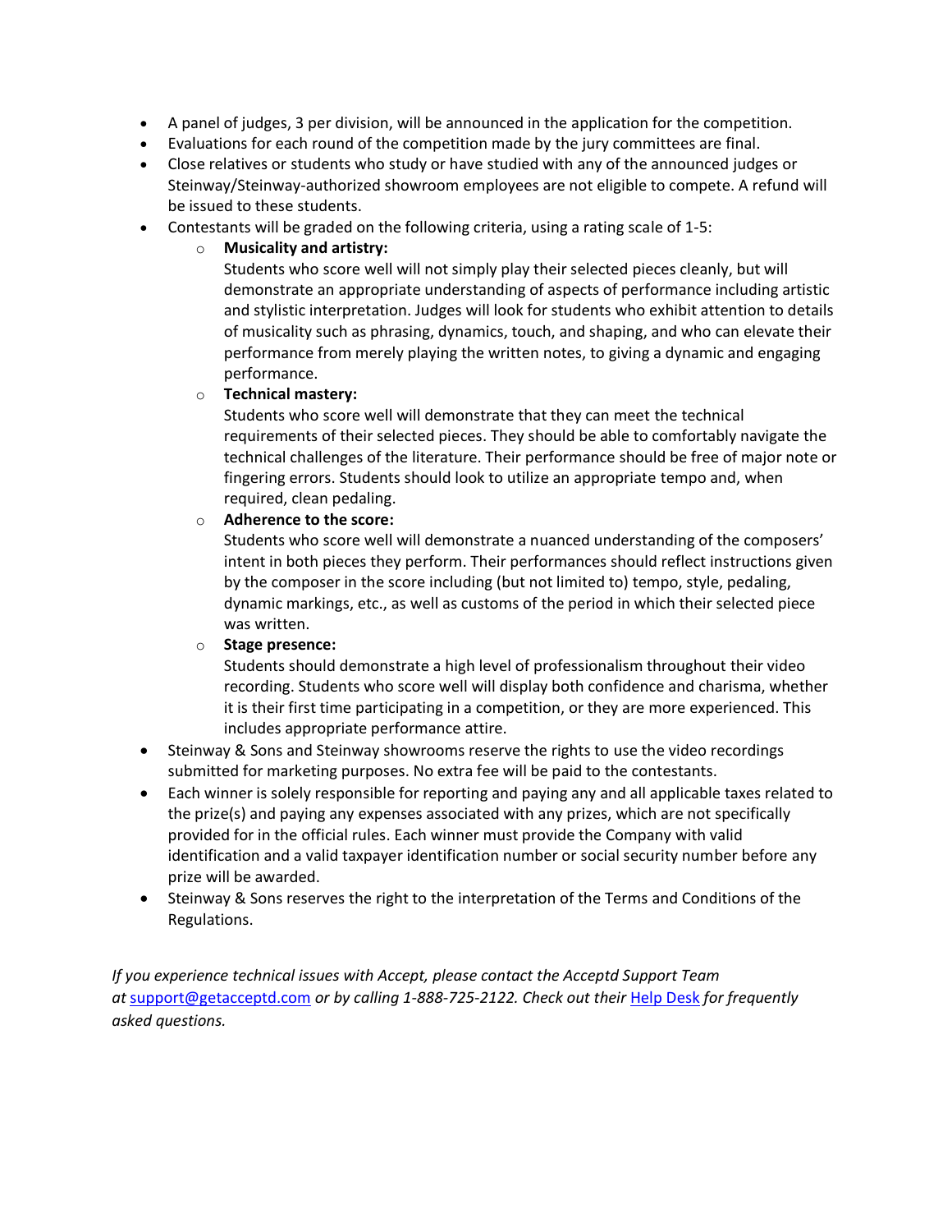- A panel of judges, 3 per division, will be announced in the application for the competition.
- Evaluations for each round of the competition made by the jury committees are final.
- Close relatives or students who study or have studied with any of the announced judges or Steinway/Steinway-authorized showroom employees are not eligible to compete. A refund will be issued to these students.
- Contestants will be graded on the following criteria, using a rating scale of 1-5:
  - **Musicality and artistry:**
    Students who score well will not simply play their selected pieces cleanly, but will demonstrate an appropriate understanding of aspects of performance including artistic and stylistic interpretation. Judges will look for students who exhibit attention to details of musicality such as phrasing, dynamics, touch, and shaping, and who can elevate their performance from merely playing the written notes, to giving a dynamic and engaging performance.
  - **Technical mastery:**
    Students who score well will demonstrate that they can meet the technical requirements of their selected pieces. They should be able to comfortably navigate the technical challenges of the literature. Their performance should be free of major note or fingering errors. Students should look to utilize an appropriate tempo and, when required, clean pedaling.
  - **Adherence to the score:**
    Students who score well will demonstrate a nuanced understanding of the composers' intent in both pieces they perform. Their performances should reflect instructions given by the composer in the score including (but not limited to) tempo, style, pedaling, dynamic markings, etc., as well as customs of the period in which their selected piece was written.
  - **Stage presence:**
    Students should demonstrate a high level of professionalism throughout their video recording. Students who score well will display both confidence and charisma, whether it is their first time participating in a competition, or they are more experienced. This includes appropriate performance attire.
- Steinway & Sons and Steinway showrooms reserve the rights to use the video recordings submitted for marketing purposes. No extra fee will be paid to the contestants.
- Each winner is solely responsible for reporting and paying any and all applicable taxes related to the prize(s) and paying any expenses associated with any prizes, which are not specifically provided for in the official rules. Each winner must provide the Company with valid identification and a valid taxpayer identification number or social security number before any prize will be awarded.
- Steinway & Sons reserves the right to the interpretation of the Terms and Conditions of the Regulations.

*If you experience technical issues with Accept, please contact the Acceptd Support Team at support@getacceptd.com or by calling 1-888-725-2122. Check out their Help Desk for frequently asked questions.*